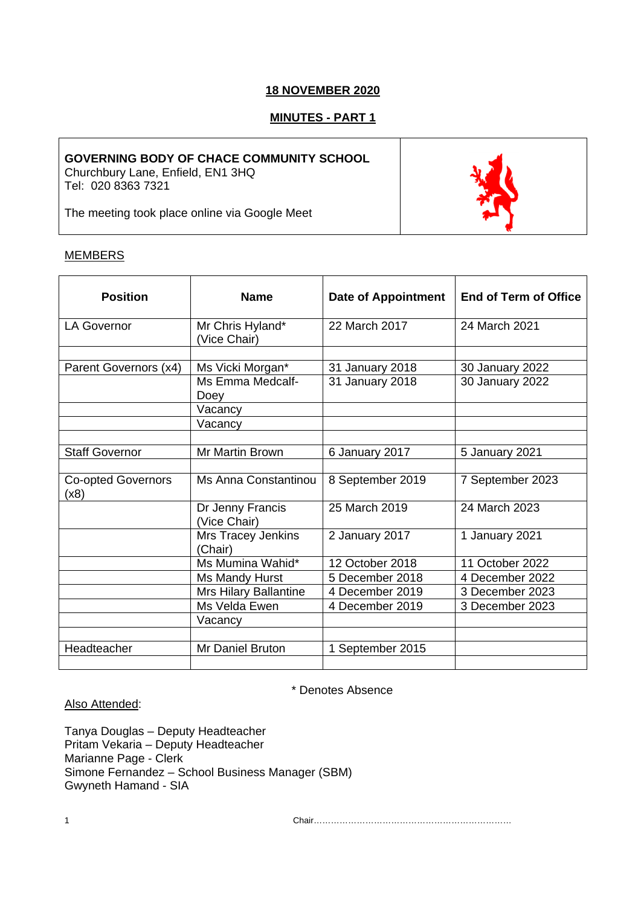**18 NOVEMBER 2020**

**MINUTES - PART 1**

**GOVERNING BODY OF CHACE COMMUNITY SCHOOL**
Churchbury Lane, Enfield, EN1 3HQ
Tel: 020 8363 7321

The meeting took place online via Google Meet

MEMBERS

| Position | Name | Date of Appointment | End of Term of Office |
|---|---|---|---|
| LA Governor | Mr Chris Hyland* (Vice Chair) | 22 March 2017 | 24 March 2021 |
| | | | |
| Parent Governors (x4) | Ms Vicki Morgan* | 31 January 2018 | 30 January 2022 |
| | Ms Emma Medcalf-Doey | 31 January 2018 | 30 January 2022 |
| | Vacancy | | |
| | Vacancy | | |
| | | | |
| Staff Governor | Mr Martin Brown | 6 January 2017 | 5 January 2021 |
| | | | |
| Co-opted Governors (x8) | Ms Anna Constantinou | 8 September 2019 | 7 September 2023 |
| | Dr Jenny Francis (Vice Chair) | 25 March 2019 | 24 March 2023 |
| | Mrs Tracey Jenkins (Chair) | 2 January 2017 | 1 January 2021 |
| | Ms Mumina Wahid* | 12 October 2018 | 11 October 2022 |
| | Ms Mandy Hurst | 5 December 2018 | 4 December 2022 |
| | Mrs Hilary Ballantine | 4 December 2019 | 3 December 2023 |
| | Ms Velda Ewen | 4 December 2019 | 3 December 2023 |
| | Vacancy | | |
| | | | |
| Headteacher | Mr Daniel Bruton | 1 September 2015 | |
| | | | |

\* Denotes Absence

Also Attended:

Tanya Douglas – Deputy Headteacher
Pritam Vekaria – Deputy Headteacher
Marianne Page - Clerk
Simone Fernandez – School Business Manager (SBM)
Gwyneth Hamand - SIA

Chair……………………………………………………………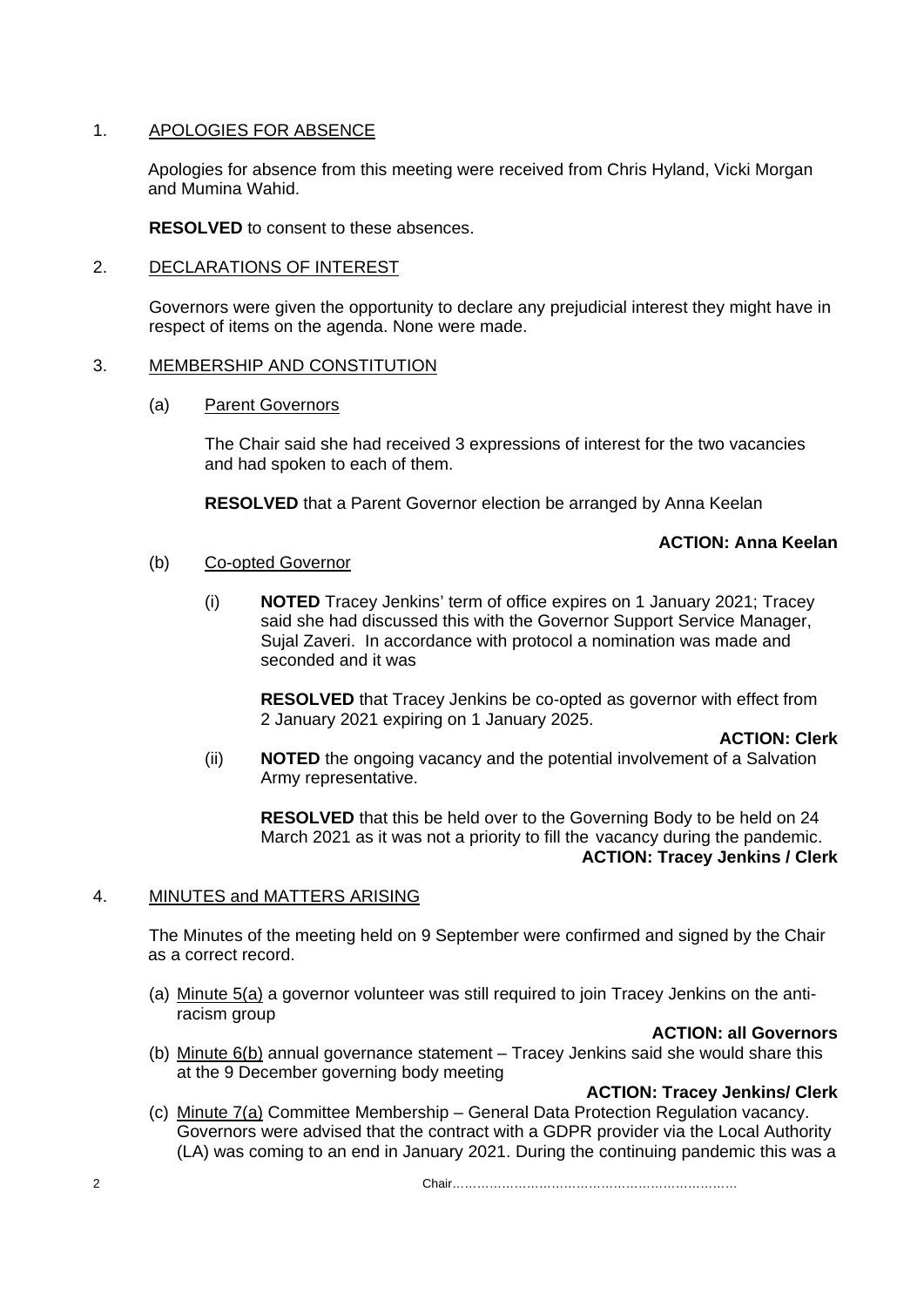1. APOLOGIES FOR ABSENCE

   Apologies for absence from this meeting were received from Chris Hyland, Vicki Morgan and Mumina Wahid.

   **RESOLVED** to consent to these absences.

2. DECLARATIONS OF INTEREST

   Governors were given the opportunity to declare any prejudicial interest they might have in respect of items on the agenda. None were made.

3. MEMBERSHIP AND CONSTITUTION

   (a) Parent Governors

   The Chair said she had received 3 expressions of interest for the two vacancies and had spoken to each of them.

   **RESOLVED** that a Parent Governor election be arranged by Anna Keelan

   **ACTION: Anna Keelan**

   (b) Co-opted Governor

   (i) **NOTED** Tracey Jenkins' term of office expires on 1 January 2021; Tracey said she had discussed this with the Governor Support Service Manager, Sujal Zaveri. In accordance with protocol a nomination was made and seconded and it was

   **RESOLVED** that Tracey Jenkins be co-opted as governor with effect from 2 January 2021 expiring on 1 January 2025.

   **ACTION: Clerk**

   (ii) **NOTED** the ongoing vacancy and the potential involvement of a Salvation Army representative.

   **RESOLVED** that this be held over to the Governing Body to be held on 24 March 2021 as it was not a priority to fill the vacancy during the pandemic.

   **ACTION: Tracey Jenkins / Clerk**

4. MINUTES and MATTERS ARISING

   The Minutes of the meeting held on 9 September were confirmed and signed by the Chair as a correct record.

   (a) Minute 5(a) a governor volunteer was still required to join Tracey Jenkins on the anti-racism group

   **ACTION: all Governors**

   (b) Minute 6(b) annual governance statement – Tracey Jenkins said she would share this at the 9 December governing body meeting

   **ACTION: Tracey Jenkins/ Clerk**

   (c) Minute 7(a) Committee Membership – General Data Protection Regulation vacancy. Governors were advised that the contract with a GDPR provider via the Local Authority (LA) was coming to an end in January 2021. During the continuing pandemic this was a

Chair……………………………………………………………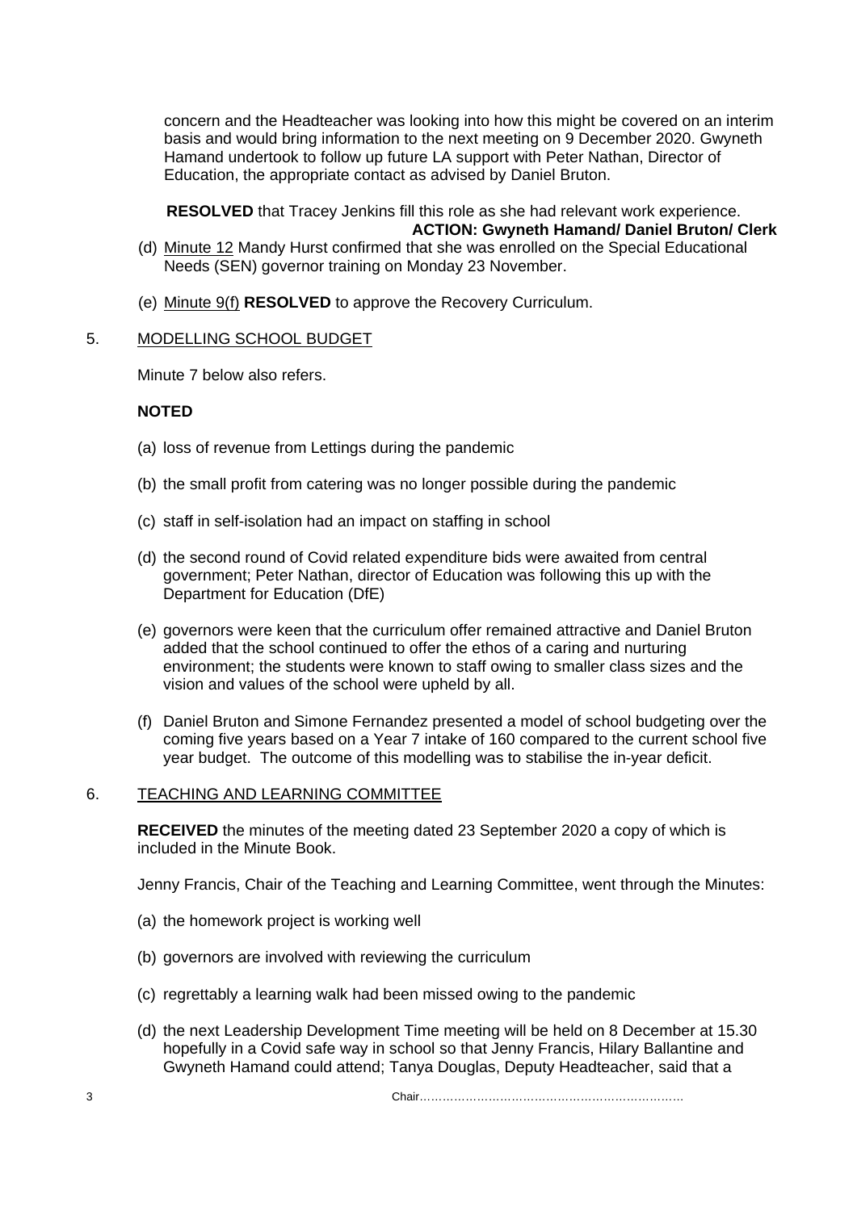concern and the Headteacher was looking into how this might be covered on an interim basis and would bring information to the next meeting on 9 December 2020. Gwyneth Hamand undertook to follow up future LA support with Peter Nathan, Director of Education, the appropriate contact as advised by Daniel Bruton.

**RESOLVED** that Tracey Jenkins fill this role as she had relevant work experience.

**ACTION: Gwyneth Hamand/ Daniel Bruton/ Clerk**

(d) Minute 12 Mandy Hurst confirmed that she was enrolled on the Special Educational Needs (SEN) governor training on Monday 23 November.

(e) Minute 9(f) **RESOLVED** to approve the Recovery Curriculum.

## 5. MODELLING SCHOOL BUDGET

Minute 7 below also refers.

**NOTED**

(a) loss of revenue from Lettings during the pandemic

(b) the small profit from catering was no longer possible during the pandemic

(c) staff in self-isolation had an impact on staffing in school

(d) the second round of Covid related expenditure bids were awaited from central government; Peter Nathan, director of Education was following this up with the Department for Education (DfE)

(e) governors were keen that the curriculum offer remained attractive and Daniel Bruton added that the school continued to offer the ethos of a caring and nurturing environment; the students were known to staff owing to smaller class sizes and the vision and values of the school were upheld by all.

(f) Daniel Bruton and Simone Fernandez presented a model of school budgeting over the coming five years based on a Year 7 intake of 160 compared to the current school five year budget. The outcome of this modelling was to stabilise the in-year deficit.

## 6. TEACHING AND LEARNING COMMITTEE

**RECEIVED** the minutes of the meeting dated 23 September 2020 a copy of which is included in the Minute Book.

Jenny Francis, Chair of the Teaching and Learning Committee, went through the Minutes:

(a) the homework project is working well

(b) governors are involved with reviewing the curriculum

(c) regrettably a learning walk had been missed owing to the pandemic

(d) the next Leadership Development Time meeting will be held on 8 December at 15.30 hopefully in a Covid safe way in school so that Jenny Francis, Hilary Ballantine and Gwyneth Hamand could attend; Tanya Douglas, Deputy Headteacher, said that a

Chair………………………………………………………….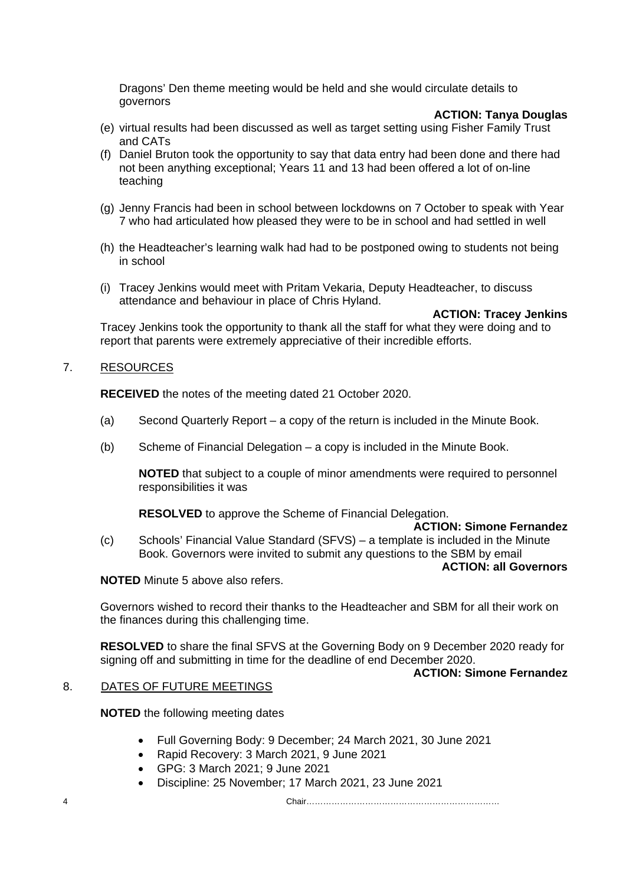Dragons' Den theme meeting would be held and she would circulate details to governors

**ACTION: Tanya Douglas**

(e) virtual results had been discussed as well as target setting using Fisher Family Trust and CATs

(f) Daniel Bruton took the opportunity to say that data entry had been done and there had not been anything exceptional; Years 11 and 13 had been offered a lot of on-line teaching

(g) Jenny Francis had been in school between lockdowns on 7 October to speak with Year 7 who had articulated how pleased they were to be in school and had settled in well

(h) the Headteacher's learning walk had had to be postponed owing to students not being in school

(i) Tracey Jenkins would meet with Pritam Vekaria, Deputy Headteacher, to discuss attendance and behaviour in place of Chris Hyland.

**ACTION: Tracey Jenkins**

Tracey Jenkins took the opportunity to thank all the staff for what they were doing and to report that parents were extremely appreciative of their incredible efforts.

7. RESOURCES

**RECEIVED** the notes of the meeting dated 21 October 2020.

(a) Second Quarterly Report – a copy of the return is included in the Minute Book.

(b) Scheme of Financial Delegation – a copy is included in the Minute Book.

**NOTED** that subject to a couple of minor amendments were required to personnel responsibilities it was

**RESOLVED** to approve the Scheme of Financial Delegation.

**ACTION: Simone Fernandez**

(c) Schools' Financial Value Standard (SFVS) – a template is included in the Minute Book. Governors were invited to submit any questions to the SBM by email

**ACTION: all Governors**

**NOTED** Minute 5 above also refers.

Governors wished to record their thanks to the Headteacher and SBM for all their work on the finances during this challenging time.

**RESOLVED** to share the final SFVS at the Governing Body on 9 December 2020 ready for signing off and submitting in time for the deadline of end December 2020.

**ACTION: Simone Fernandez**

8. DATES OF FUTURE MEETINGS

**NOTED** the following meeting dates

- Full Governing Body: 9 December; 24 March 2021, 30 June 2021
- Rapid Recovery: 3 March 2021, 9 June 2021
- GPG: 3 March 2021; 9 June 2021
- Discipline: 25 November; 17 March 2021, 23 June 2021

Chair……………………………………………………………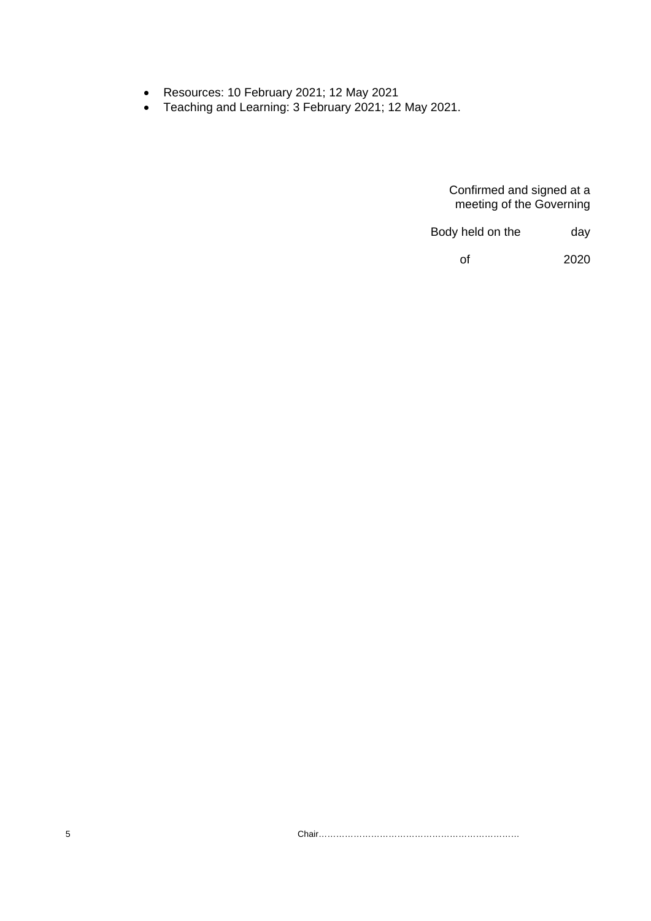- Resources: 10 February 2021; 12 May 2021
- Teaching and Learning: 3 February 2021; 12 May 2021.

Confirmed and signed at a meeting of the Governing

Body held on the day

of 2020

Chair……………………………………………………………